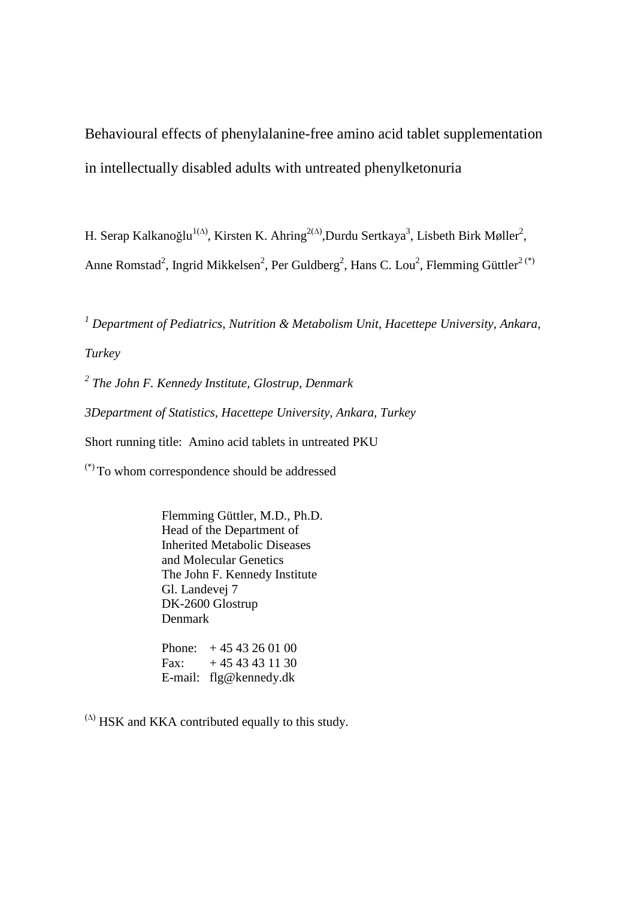# Behavioural effects of phenylalanine-free amino acid tablet supplementation in intellectually disabled adults with untreated phenylketonuria

H. Serap Kalkanoğlu[1(Δ)], Kirsten K. Ahring[2(Δ)],Durdu Sertkaya[3], Lisbeth Birk Møller[2], Anne Romstad[2], Ingrid Mikkelsen[2], Per Guldberg[2], Hans C. Lou[2], Flemming Güttler[2 (*)]

*[1] Department of Pediatrics, Nutrition & Metabolism Unit, Hacettepe University, Ankara, Turkey*

*[2] The John F. Kennedy Institute, Glostrup, Denmark*

*3Department of Statistics, Hacettepe University, Ankara, Turkey*

Short running title: Amino acid tablets in untreated PKU

[(*)] To whom correspondence should be addressed

Flemming Güttler, M.D., Ph.D.
Head of the Department of
Inherited Metabolic Diseases
and Molecular Genetics
The John F. Kennedy Institute
Gl. Landevej 7
DK-2600 Glostrup
Denmark

Phone: + 45 43 26 01 00
Fax: + 45 43 43 11 30
E-mail: flg@kennedy.dk

[(Δ)] HSK and KKA contributed equally to this study.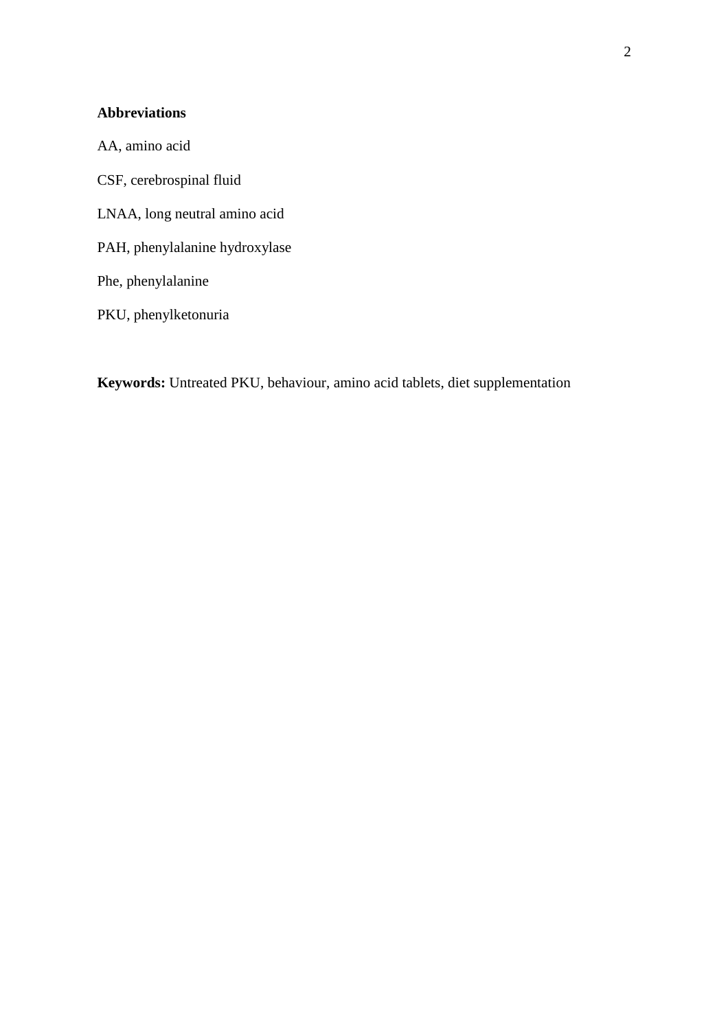**Abbreviations**

AA, amino acid

CSF, cerebrospinal fluid

LNAA, long neutral amino acid

PAH, phenylalanine hydroxylase

Phe, phenylalanine

PKU, phenylketonuria

**Keywords:** Untreated PKU, behaviour, amino acid tablets, diet supplementation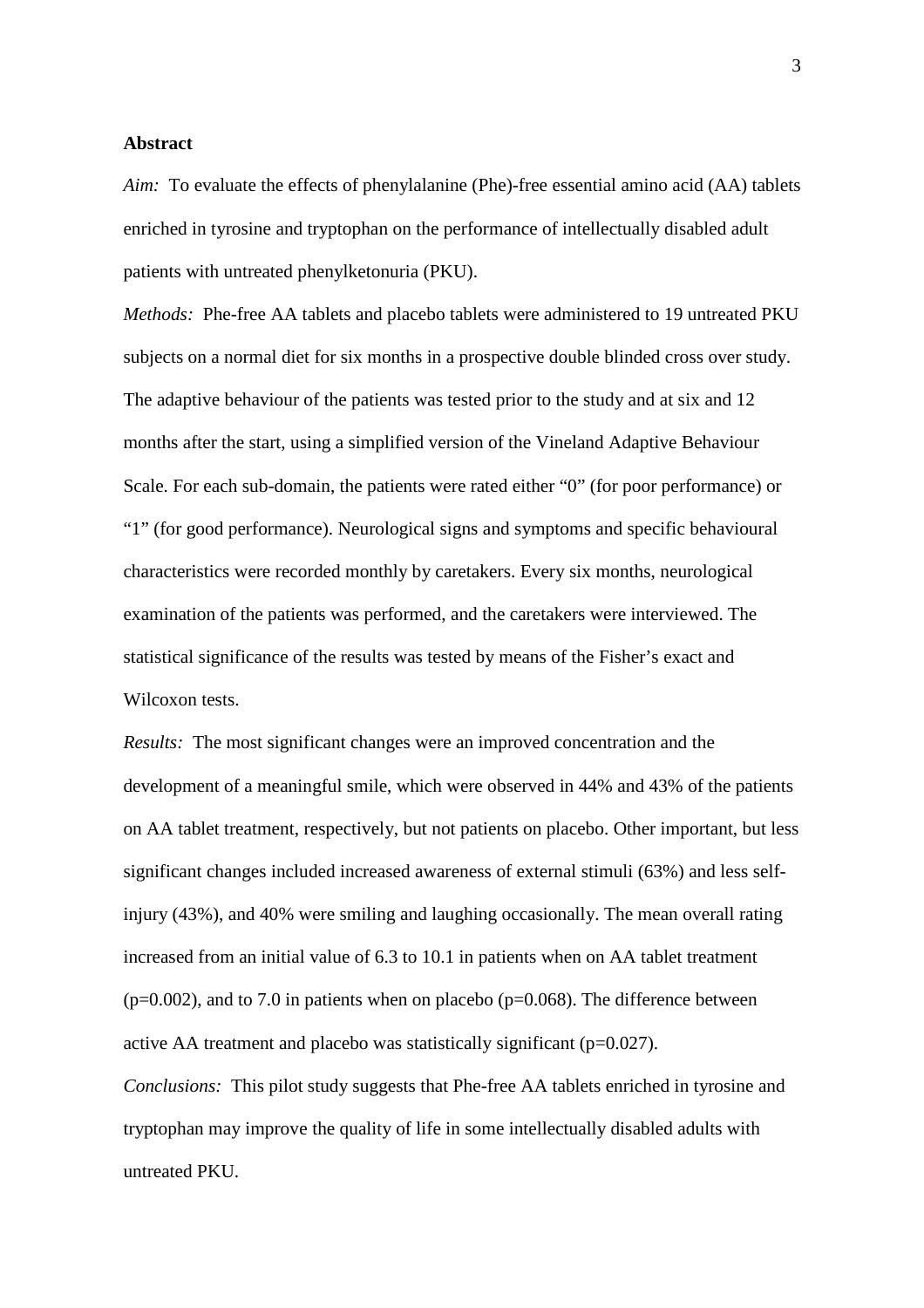## Abstract

*Aim:* To evaluate the effects of phenylalanine (Phe)-free essential amino acid (AA) tablets enriched in tyrosine and tryptophan on the performance of intellectually disabled adult patients with untreated phenylketonuria (PKU).

*Methods:* Phe-free AA tablets and placebo tablets were administered to 19 untreated PKU subjects on a normal diet for six months in a prospective double blinded cross over study. The adaptive behaviour of the patients was tested prior to the study and at six and 12 months after the start, using a simplified version of the Vineland Adaptive Behaviour Scale. For each sub-domain, the patients were rated either "0" (for poor performance) or "1" (for good performance). Neurological signs and symptoms and specific behavioural characteristics were recorded monthly by caretakers. Every six months, neurological examination of the patients was performed, and the caretakers were interviewed. The statistical significance of the results was tested by means of the Fisher's exact and Wilcoxon tests.

*Results:* The most significant changes were an improved concentration and the development of a meaningful smile, which were observed in 44% and 43% of the patients on AA tablet treatment, respectively, but not patients on placebo. Other important, but less significant changes included increased awareness of external stimuli (63%) and less self-injury (43%), and 40% were smiling and laughing occasionally. The mean overall rating increased from an initial value of 6.3 to 10.1 in patients when on AA tablet treatment ($p=0.002$), and to 7.0 in patients when on placebo ($p=0.068$). The difference between active AA treatment and placebo was statistically significant ($p=0.027$).

*Conclusions:* This pilot study suggests that Phe-free AA tablets enriched in tyrosine and tryptophan may improve the quality of life in some intellectually disabled adults with untreated PKU.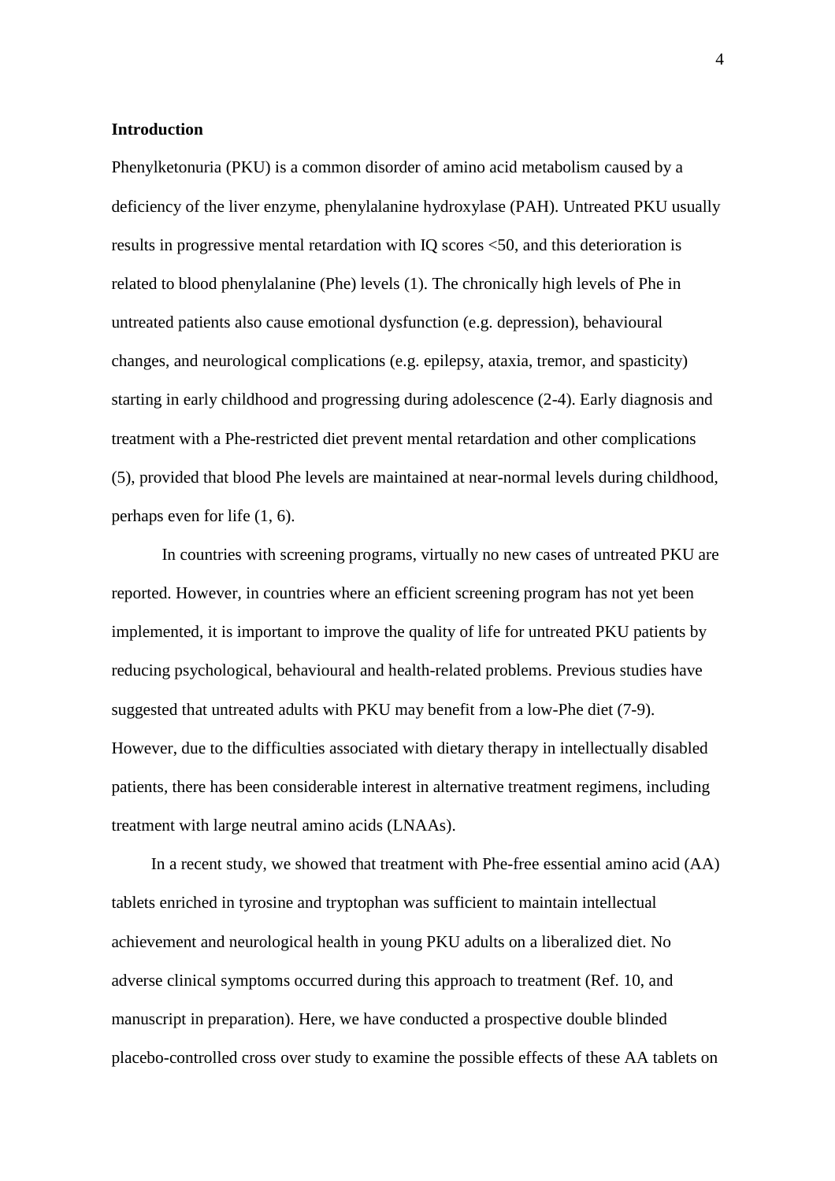**Introduction**

Phenylketonuria (PKU) is a common disorder of amino acid metabolism caused by a deficiency of the liver enzyme, phenylalanine hydroxylase (PAH). Untreated PKU usually results in progressive mental retardation with IQ scores <50, and this deterioration is related to blood phenylalanine (Phe) levels (1). The chronically high levels of Phe in untreated patients also cause emotional dysfunction (e.g. depression), behavioural changes, and neurological complications (e.g. epilepsy, ataxia, tremor, and spasticity) starting in early childhood and progressing during adolescence (2-4). Early diagnosis and treatment with a Phe-restricted diet prevent mental retardation and other complications (5), provided that blood Phe levels are maintained at near-normal levels during childhood, perhaps even for life (1, 6).

In countries with screening programs, virtually no new cases of untreated PKU are reported. However, in countries where an efficient screening program has not yet been implemented, it is important to improve the quality of life for untreated PKU patients by reducing psychological, behavioural and health-related problems. Previous studies have suggested that untreated adults with PKU may benefit from a low-Phe diet (7-9). However, due to the difficulties associated with dietary therapy in intellectually disabled patients, there has been considerable interest in alternative treatment regimens, including treatment with large neutral amino acids (LNAAs).

In a recent study, we showed that treatment with Phe-free essential amino acid (AA) tablets enriched in tyrosine and tryptophan was sufficient to maintain intellectual achievement and neurological health in young PKU adults on a liberalized diet. No adverse clinical symptoms occurred during this approach to treatment (Ref. 10, and manuscript in preparation). Here, we have conducted a prospective double blinded placebo-controlled cross over study to examine the possible effects of these AA tablets on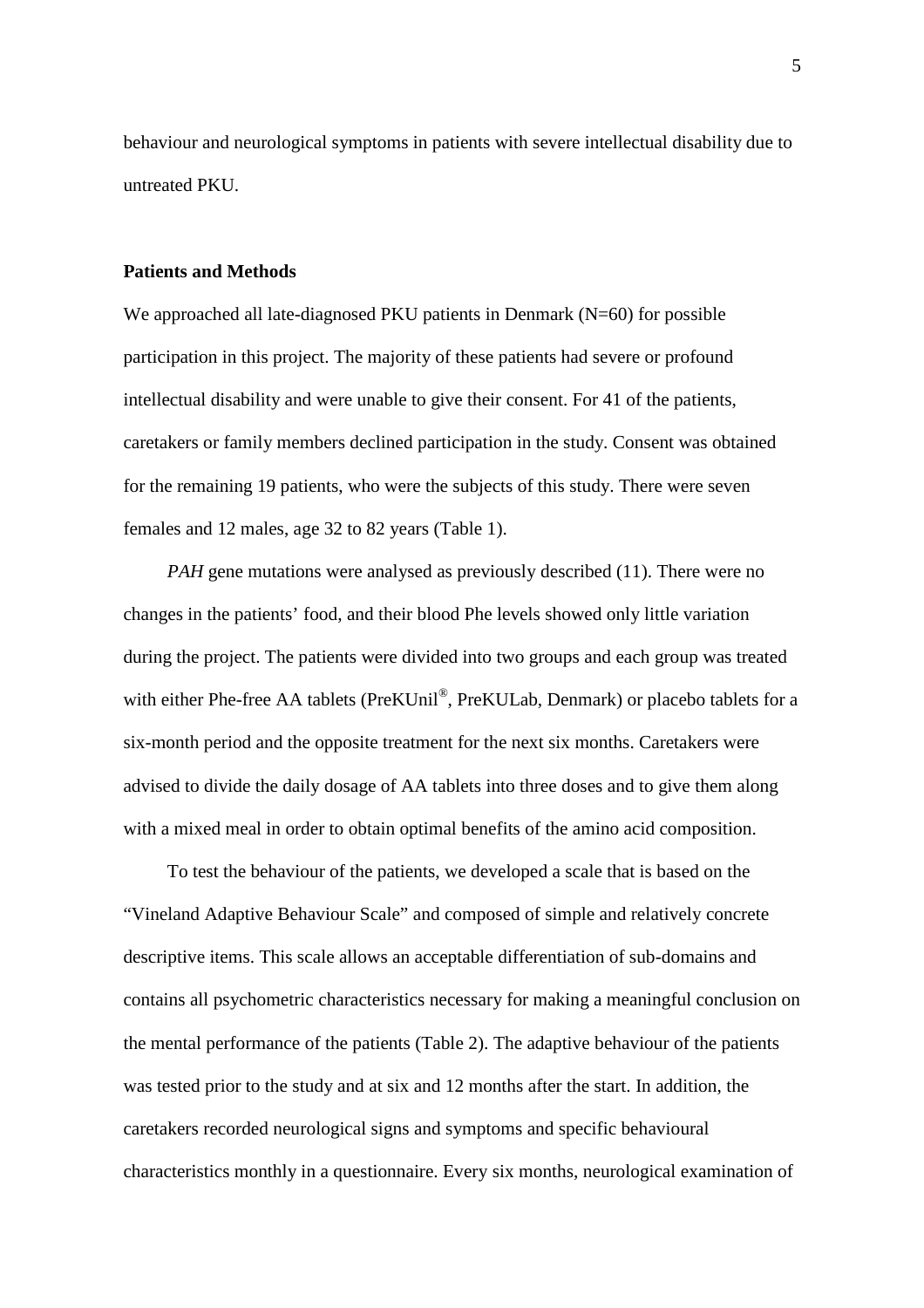behaviour and neurological symptoms in patients with severe intellectual disability due to untreated PKU.

**Patients and Methods**

We approached all late-diagnosed PKU patients in Denmark (N=60) for possible participation in this project. The majority of these patients had severe or profound intellectual disability and were unable to give their consent. For 41 of the patients, caretakers or family members declined participation in the study. Consent was obtained for the remaining 19 patients, who were the subjects of this study. There were seven females and 12 males, age 32 to 82 years (Table 1).

*PAH* gene mutations were analysed as previously described (11). There were no changes in the patients' food, and their blood Phe levels showed only little variation during the project. The patients were divided into two groups and each group was treated with either Phe-free AA tablets (PreKUnil®, PreKULab, Denmark) or placebo tablets for a six-month period and the opposite treatment for the next six months. Caretakers were advised to divide the daily dosage of AA tablets into three doses and to give them along with a mixed meal in order to obtain optimal benefits of the amino acid composition.

To test the behaviour of the patients, we developed a scale that is based on the "Vineland Adaptive Behaviour Scale" and composed of simple and relatively concrete descriptive items. This scale allows an acceptable differentiation of sub-domains and contains all psychometric characteristics necessary for making a meaningful conclusion on the mental performance of the patients (Table 2). The adaptive behaviour of the patients was tested prior to the study and at six and 12 months after the start. In addition, the caretakers recorded neurological signs and symptoms and specific behavioural characteristics monthly in a questionnaire. Every six months, neurological examination of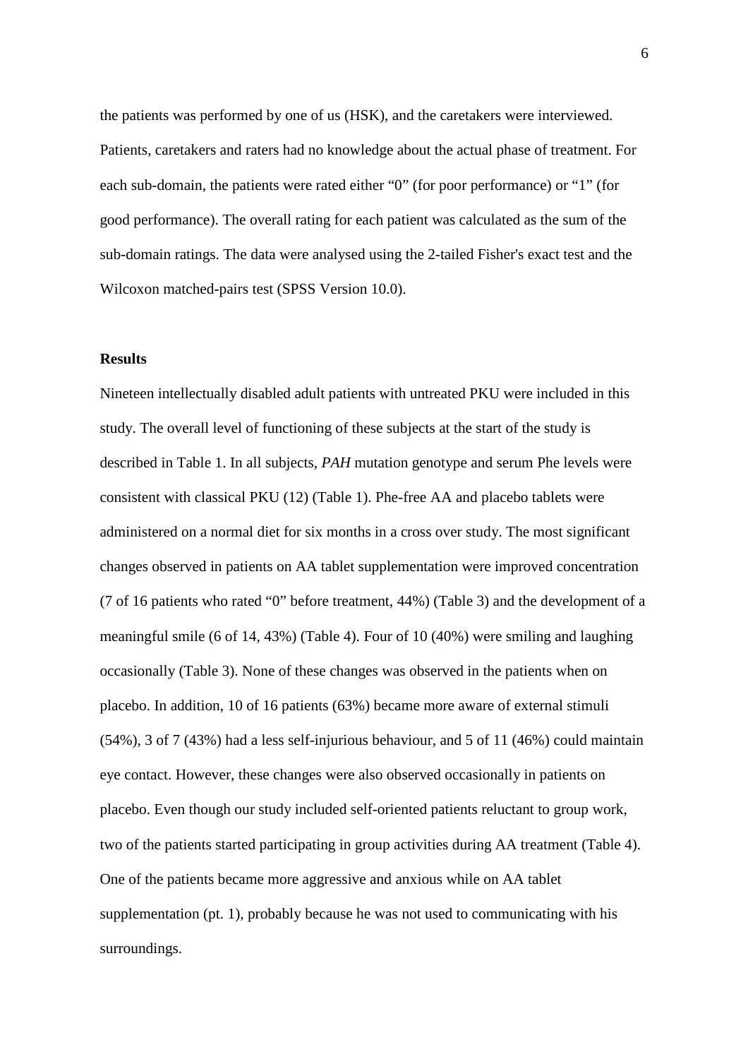the patients was performed by one of us (HSK), and the caretakers were interviewed. Patients, caretakers and raters had no knowledge about the actual phase of treatment. For each sub-domain, the patients were rated either "0" (for poor performance) or "1" (for good performance). The overall rating for each patient was calculated as the sum of the sub-domain ratings. The data were analysed using the 2-tailed Fisher's exact test and the Wilcoxon matched-pairs test (SPSS Version 10.0).

## Results

Nineteen intellectually disabled adult patients with untreated PKU were included in this study. The overall level of functioning of these subjects at the start of the study is described in Table 1. In all subjects, *PAH* mutation genotype and serum Phe levels were consistent with classical PKU (12) (Table 1). Phe-free AA and placebo tablets were administered on a normal diet for six months in a cross over study. The most significant changes observed in patients on AA tablet supplementation were improved concentration (7 of 16 patients who rated "0" before treatment, 44%) (Table 3) and the development of a meaningful smile (6 of 14, 43%) (Table 4). Four of 10 (40%) were smiling and laughing occasionally (Table 3). None of these changes was observed in the patients when on placebo. In addition, 10 of 16 patients (63%) became more aware of external stimuli (54%), 3 of 7 (43%) had a less self-injurious behaviour, and 5 of 11 (46%) could maintain eye contact. However, these changes were also observed occasionally in patients on placebo. Even though our study included self-oriented patients reluctant to group work, two of the patients started participating in group activities during AA treatment (Table 4). One of the patients became more aggressive and anxious while on AA tablet supplementation (pt. 1), probably because he was not used to communicating with his surroundings.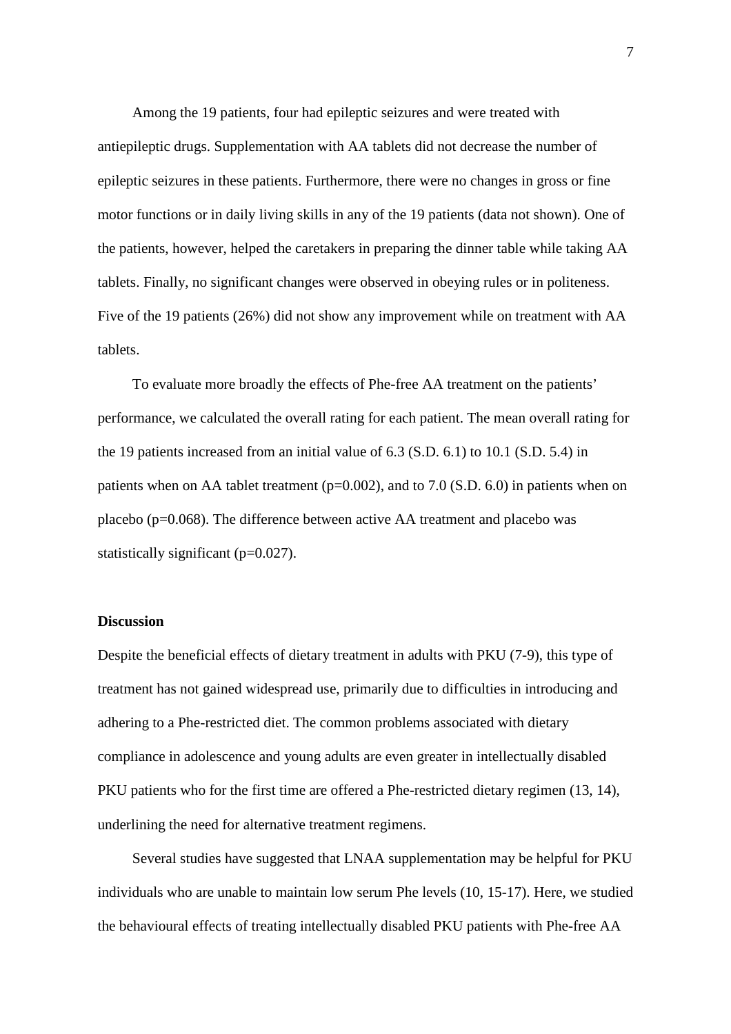Among the 19 patients, four had epileptic seizures and were treated with antiepileptic drugs. Supplementation with AA tablets did not decrease the number of epileptic seizures in these patients. Furthermore, there were no changes in gross or fine motor functions or in daily living skills in any of the 19 patients (data not shown). One of the patients, however, helped the caretakers in preparing the dinner table while taking AA tablets. Finally, no significant changes were observed in obeying rules or in politeness. Five of the 19 patients (26%) did not show any improvement while on treatment with AA tablets.

To evaluate more broadly the effects of Phe-free AA treatment on the patients' performance, we calculated the overall rating for each patient. The mean overall rating for the 19 patients increased from an initial value of 6.3 (S.D. 6.1) to 10.1 (S.D. 5.4) in patients when on AA tablet treatment (p=0.002), and to 7.0 (S.D. 6.0) in patients when on placebo (p=0.068). The difference between active AA treatment and placebo was statistically significant (p=0.027).

## Discussion

Despite the beneficial effects of dietary treatment in adults with PKU (7-9), this type of treatment has not gained widespread use, primarily due to difficulties in introducing and adhering to a Phe-restricted diet. The common problems associated with dietary compliance in adolescence and young adults are even greater in intellectually disabled PKU patients who for the first time are offered a Phe-restricted dietary regimen (13, 14), underlining the need for alternative treatment regimens.

Several studies have suggested that LNAA supplementation may be helpful for PKU individuals who are unable to maintain low serum Phe levels (10, 15-17). Here, we studied the behavioural effects of treating intellectually disabled PKU patients with Phe-free AA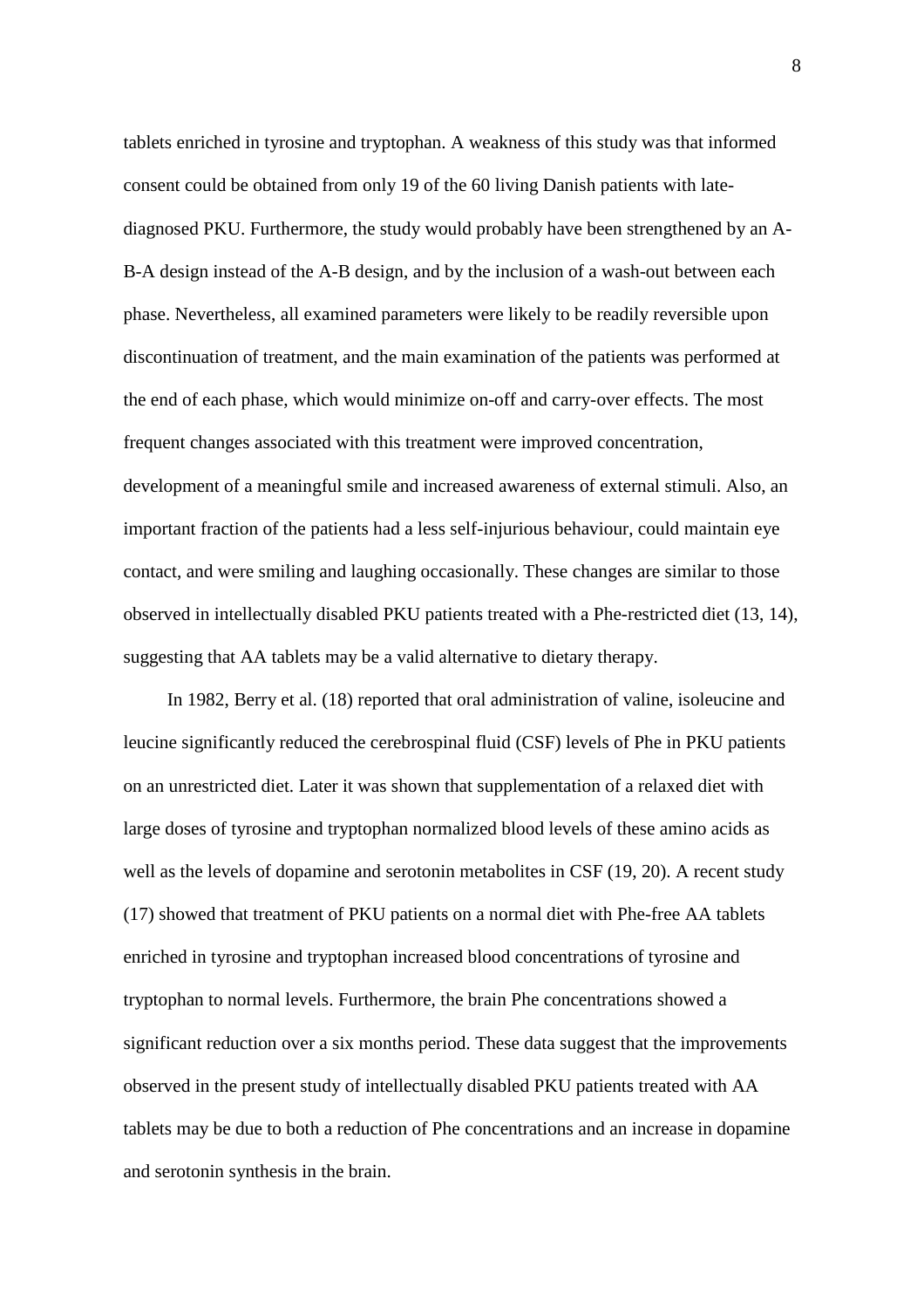tablets enriched in tyrosine and tryptophan. A weakness of this study was that informed consent could be obtained from only 19 of the 60 living Danish patients with late-diagnosed PKU. Furthermore, the study would probably have been strengthened by an A-B-A design instead of the A-B design, and by the inclusion of a wash-out between each phase. Nevertheless, all examined parameters were likely to be readily reversible upon discontinuation of treatment, and the main examination of the patients was performed at the end of each phase, which would minimize on-off and carry-over effects. The most frequent changes associated with this treatment were improved concentration, development of a meaningful smile and increased awareness of external stimuli. Also, an important fraction of the patients had a less self-injurious behaviour, could maintain eye contact, and were smiling and laughing occasionally. These changes are similar to those observed in intellectually disabled PKU patients treated with a Phe-restricted diet (13, 14), suggesting that AA tablets may be a valid alternative to dietary therapy.

In 1982, Berry et al. (18) reported that oral administration of valine, isoleucine and leucine significantly reduced the cerebrospinal fluid (CSF) levels of Phe in PKU patients on an unrestricted diet. Later it was shown that supplementation of a relaxed diet with large doses of tyrosine and tryptophan normalized blood levels of these amino acids as well as the levels of dopamine and serotonin metabolites in CSF (19, 20). A recent study (17) showed that treatment of PKU patients on a normal diet with Phe-free AA tablets enriched in tyrosine and tryptophan increased blood concentrations of tyrosine and tryptophan to normal levels. Furthermore, the brain Phe concentrations showed a significant reduction over a six months period. These data suggest that the improvements observed in the present study of intellectually disabled PKU patients treated with AA tablets may be due to both a reduction of Phe concentrations and an increase in dopamine and serotonin synthesis in the brain.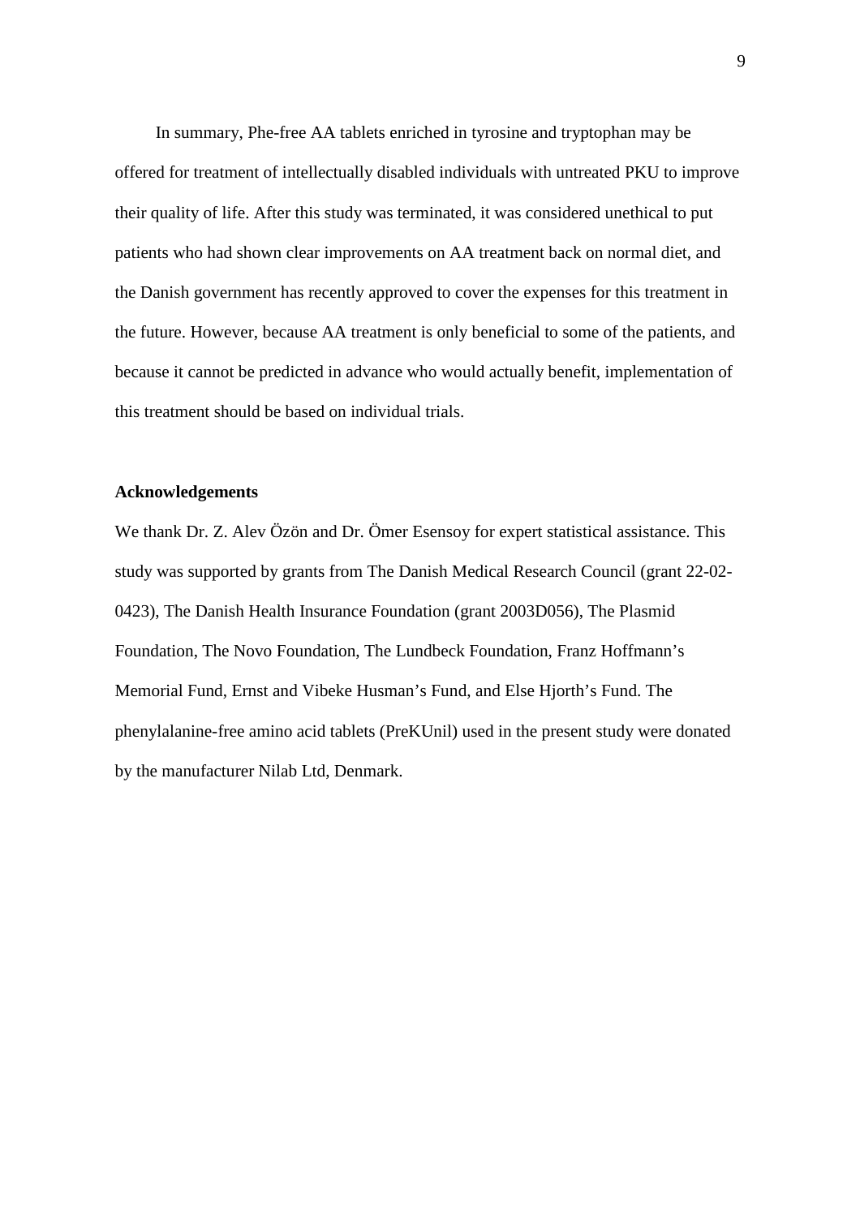In summary, Phe-free AA tablets enriched in tyrosine and tryptophan may be offered for treatment of intellectually disabled individuals with untreated PKU to improve their quality of life. After this study was terminated, it was considered unethical to put patients who had shown clear improvements on AA treatment back on normal diet, and the Danish government has recently approved to cover the expenses for this treatment in the future. However, because AA treatment is only beneficial to some of the patients, and because it cannot be predicted in advance who would actually benefit, implementation of this treatment should be based on individual trials.

**Acknowledgements**

We thank Dr. Z. Alev Özön and Dr. Ömer Esensoy for expert statistical assistance. This study was supported by grants from The Danish Medical Research Council (grant 22-02-0423), The Danish Health Insurance Foundation (grant 2003D056), The Plasmid Foundation, The Novo Foundation, The Lundbeck Foundation, Franz Hoffmann's Memorial Fund, Ernst and Vibeke Husman's Fund, and Else Hjorth's Fund. The phenylalanine-free amino acid tablets (PreKUnil) used in the present study were donated by the manufacturer Nilab Ltd, Denmark.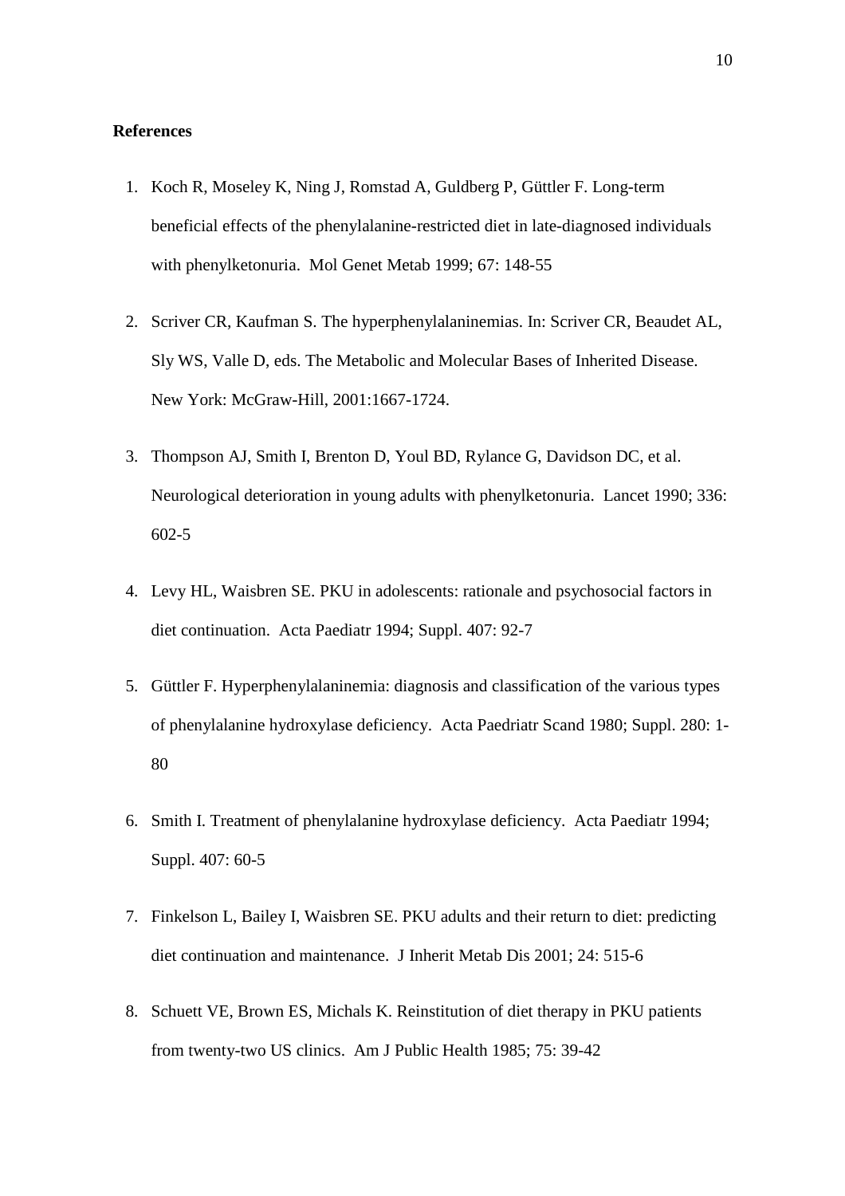**References**

1. Koch R, Moseley K, Ning J, Romstad A, Guldberg P, Güttler F. Long-term beneficial effects of the phenylalanine-restricted diet in late-diagnosed individuals with phenylketonuria. Mol Genet Metab 1999; 67: 148-55

2. Scriver CR, Kaufman S. The hyperphenylalaninemias. In: Scriver CR, Beaudet AL, Sly WS, Valle D, eds. The Metabolic and Molecular Bases of Inherited Disease. New York: McGraw-Hill, 2001:1667-1724.

3. Thompson AJ, Smith I, Brenton D, Youl BD, Rylance G, Davidson DC, et al. Neurological deterioration in young adults with phenylketonuria. Lancet 1990; 336: 602-5

4. Levy HL, Waisbren SE. PKU in adolescents: rationale and psychosocial factors in diet continuation. Acta Paediatr 1994; Suppl. 407: 92-7

5. Güttler F. Hyperphenylalaninemia: diagnosis and classification of the various types of phenylalanine hydroxylase deficiency. Acta Paedriatr Scand 1980; Suppl. 280: 1-80

6. Smith I. Treatment of phenylalanine hydroxylase deficiency. Acta Paediatr 1994; Suppl. 407: 60-5

7. Finkelson L, Bailey I, Waisbren SE. PKU adults and their return to diet: predicting diet continuation and maintenance. J Inherit Metab Dis 2001; 24: 515-6

8. Schuett VE, Brown ES, Michals K. Reinstitution of diet therapy in PKU patients from twenty-two US clinics. Am J Public Health 1985; 75: 39-42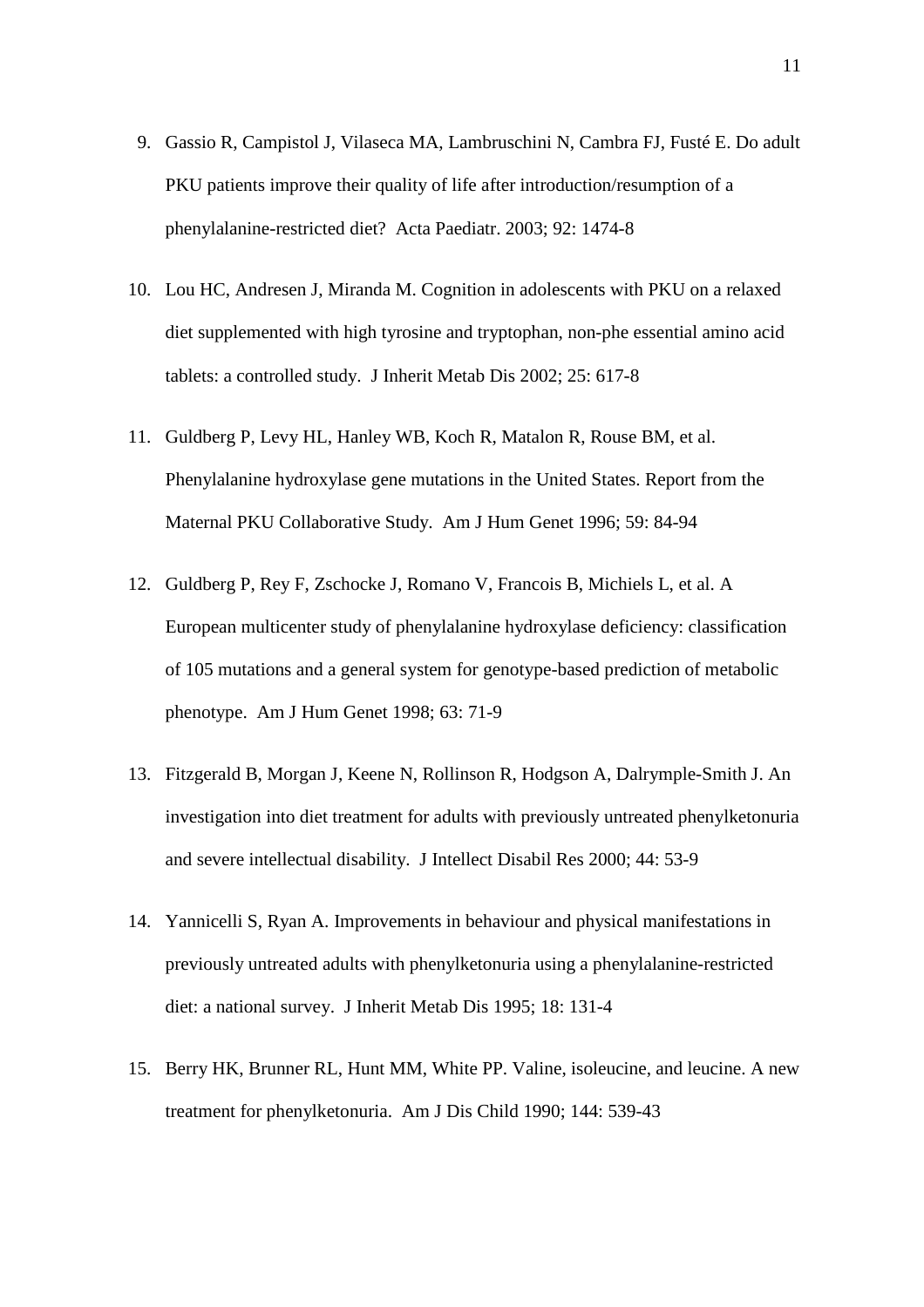9. Gassio R, Campistol J, Vilaseca MA, Lambruschini N, Cambra FJ, Fusté E. Do adult PKU patients improve their quality of life after introduction/resumption of a phenylalanine-restricted diet? Acta Paediatr. 2003; 92: 1474-8

10. Lou HC, Andresen J, Miranda M. Cognition in adolescents with PKU on a relaxed diet supplemented with high tyrosine and tryptophan, non-phe essential amino acid tablets: a controlled study. J Inherit Metab Dis 2002; 25: 617-8

11. Guldberg P, Levy HL, Hanley WB, Koch R, Matalon R, Rouse BM, et al. Phenylalanine hydroxylase gene mutations in the United States. Report from the Maternal PKU Collaborative Study. Am J Hum Genet 1996; 59: 84-94

12. Guldberg P, Rey F, Zschocke J, Romano V, Francois B, Michiels L, et al. A European multicenter study of phenylalanine hydroxylase deficiency: classification of 105 mutations and a general system for genotype-based prediction of metabolic phenotype. Am J Hum Genet 1998; 63: 71-9

13. Fitzgerald B, Morgan J, Keene N, Rollinson R, Hodgson A, Dalrymple-Smith J. An investigation into diet treatment for adults with previously untreated phenylketonuria and severe intellectual disability. J Intellect Disabil Res 2000; 44: 53-9

14. Yannicelli S, Ryan A. Improvements in behaviour and physical manifestations in previously untreated adults with phenylketonuria using a phenylalanine-restricted diet: a national survey. J Inherit Metab Dis 1995; 18: 131-4

15. Berry HK, Brunner RL, Hunt MM, White PP. Valine, isoleucine, and leucine. A new treatment for phenylketonuria. Am J Dis Child 1990; 144: 539-43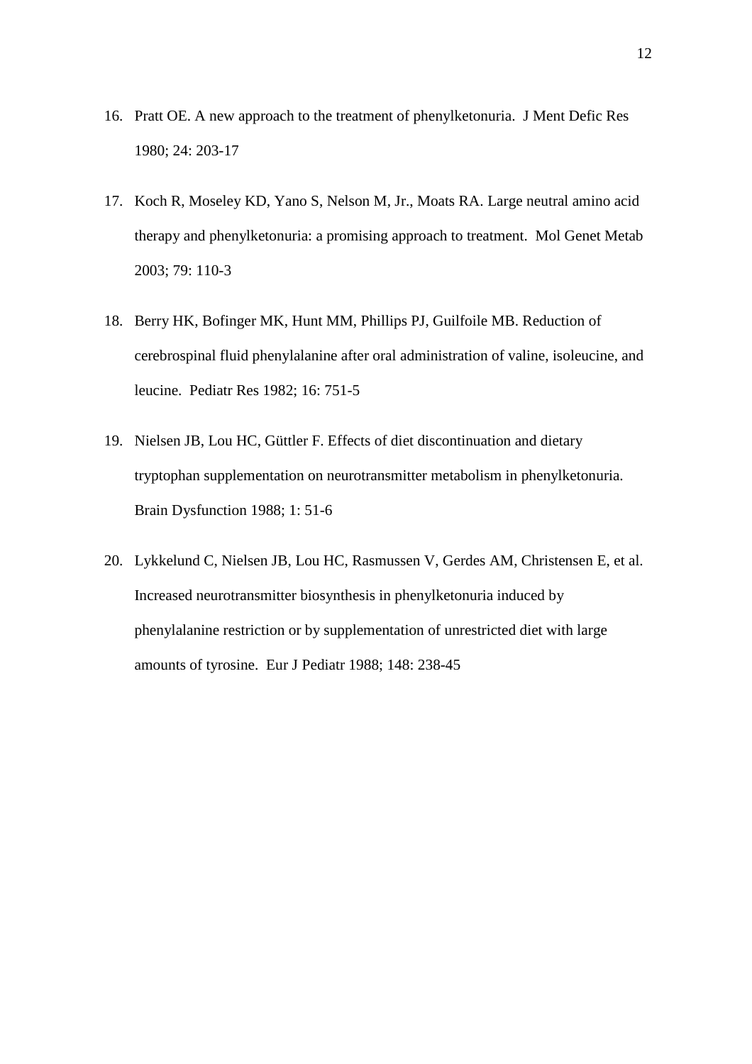16. Pratt OE. A new approach to the treatment of phenylketonuria. J Ment Defic Res 1980; 24: 203-17

17. Koch R, Moseley KD, Yano S, Nelson M, Jr., Moats RA. Large neutral amino acid therapy and phenylketonuria: a promising approach to treatment. Mol Genet Metab 2003; 79: 110-3

18. Berry HK, Bofinger MK, Hunt MM, Phillips PJ, Guilfoile MB. Reduction of cerebrospinal fluid phenylalanine after oral administration of valine, isoleucine, and leucine. Pediatr Res 1982; 16: 751-5

19. Nielsen JB, Lou HC, Güttler F. Effects of diet discontinuation and dietary tryptophan supplementation on neurotransmitter metabolism in phenylketonuria. Brain Dysfunction 1988; 1: 51-6

20. Lykkelund C, Nielsen JB, Lou HC, Rasmussen V, Gerdes AM, Christensen E, et al. Increased neurotransmitter biosynthesis in phenylketonuria induced by phenylalanine restriction or by supplementation of unrestricted diet with large amounts of tyrosine. Eur J Pediatr 1988; 148: 238-45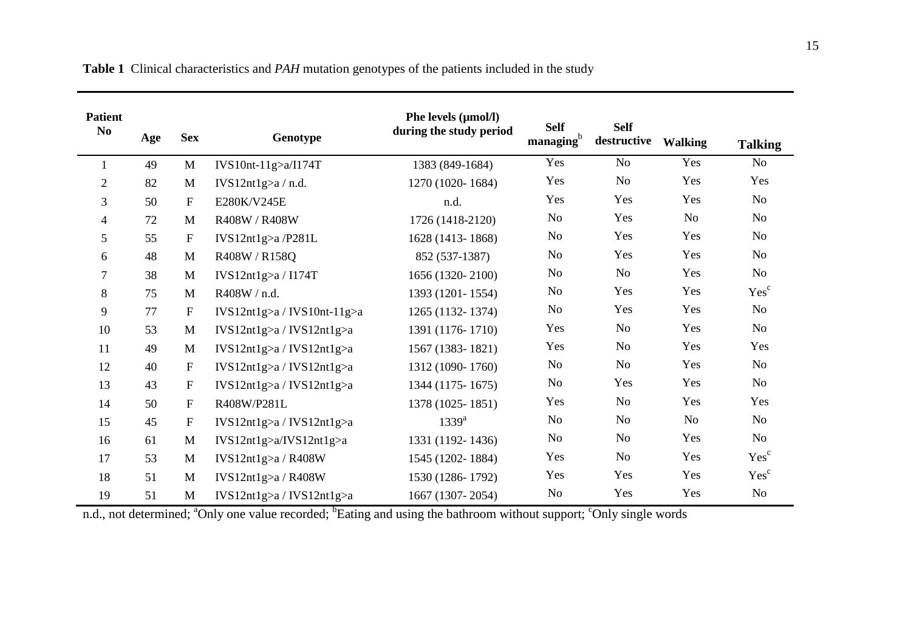**Table 1** Clinical characteristics and *PAH* mutation genotypes of the patients included in the study

| Patient No | Age | Sex | Genotype | Phe levels (µmol/l) during the study period | Self managing[b] | Self destructive | Walking | Talking |
|---|---|---|---|---|---|---|---|---|
| 1 | 49 | M | IVS10nt-11g>a/I174T | 1383 (849-1684) | Yes | No | Yes | No |
| 2 | 82 | M | IVS12nt1g>a / n.d. | 1270 (1020- 1684) | Yes | No | Yes | Yes |
| 3 | 50 | F | E280K/V245E | n.d. | Yes | Yes | Yes | No |
| 4 | 72 | M | R408W / R408W | 1726 (1418-2120) | No | Yes | No | No |
| 5 | 55 | F | IVS12nt1g>a /P281L | 1628 (1413- 1868) | No | Yes | Yes | No |
| 6 | 48 | M | R408W / R158Q | 852 (537-1387) | No | Yes | Yes | No |
| 7 | 38 | M | IVS12nt1g>a / I174T | 1656 (1320- 2100) | No | No | Yes | No |
| 8 | 75 | M | R408W / n.d. | 1393 (1201- 1554) | No | Yes | Yes | Yes[c] |
| 9 | 77 | F | IVS12nt1g>a / IVS10nt-11g>a | 1265 (1132- 1374) | No | Yes | Yes | No |
| 10 | 53 | M | IVS12nt1g>a / IVS12nt1g>a | 1391 (1176- 1710) | Yes | No | Yes | No |
| 11 | 49 | M | IVS12nt1g>a / IVS12nt1g>a | 1567 (1383- 1821) | Yes | No | Yes | Yes |
| 12 | 40 | F | IVS12nt1g>a / IVS12nt1g>a | 1312 (1090- 1760) | No | No | Yes | No |
| 13 | 43 | F | IVS12nt1g>a / IVS12nt1g>a | 1344 (1175- 1675) | No | Yes | Yes | No |
| 14 | 50 | F | R408W/P281L | 1378 (1025- 1851) | Yes | No | Yes | Yes |
| 15 | 45 | F | IVS12nt1g>a / IVS12nt1g>a | 1339[a] | No | No | No | No |
| 16 | 61 | M | IVS12nt1g>a/IVS12nt1g>a | 1331 (1192- 1436) | No | No | Yes | No |
| 17 | 53 | M | IVS12nt1g>a / R408W | 1545 (1202- 1884) | Yes | No | Yes | Yes[c] |
| 18 | 51 | M | IVS12nt1g>a / R408W | 1530 (1286- 1792) | Yes | Yes | Yes | Yes[c] |
| 19 | 51 | M | IVS12nt1g>a / IVS12nt1g>a | 1667 (1307- 2054) | No | Yes | Yes | No |

n.d., not determined; [a]Only one value recorded; [b]Eating and using the bathroom without support; [c]Only single words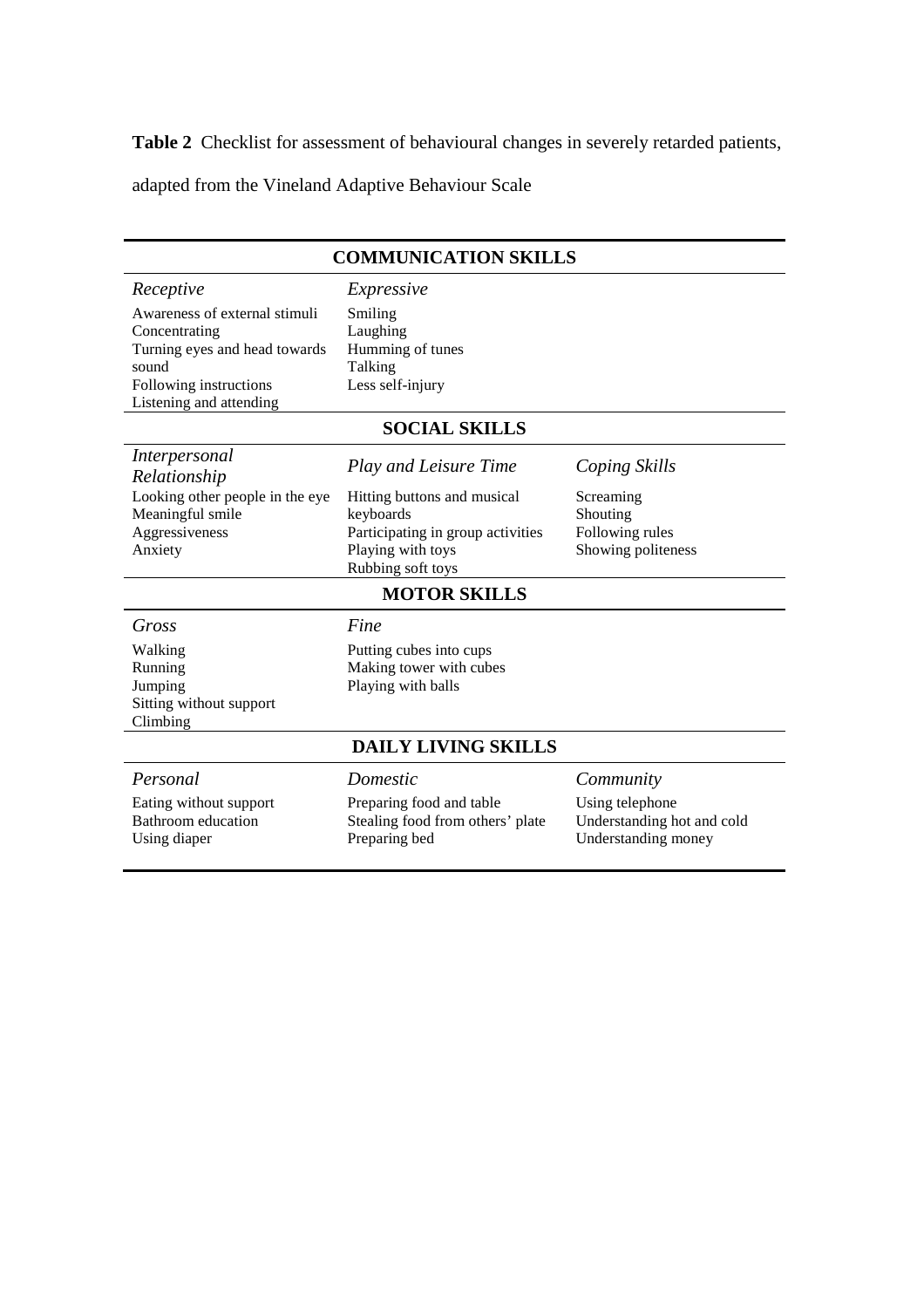**Table 2** Checklist for assessment of behavioural changes in severely retarded patients, adapted from the Vineland Adaptive Behaviour Scale

| **COMMUNICATION SKILLS** | | |
|---|---|---|
| *Receptive* | *Expressive* | |
| Awareness of external stimuli<br>Concentrating<br>Turning eyes and head towards sound<br>Following instructions<br>Listening and attending | Smiling<br>Laughing<br>Humming of tunes<br>Talking<br>Less self-injury | |
| **SOCIAL SKILLS** | | |
| *Interpersonal Relationship* | *Play and Leisure Time* | *Coping Skills* |
| Looking other people in the eye<br>Meaningful smile<br>Aggressiveness<br>Anxiety | Hitting buttons and musical keyboards<br>Participating in group activities<br>Playing with toys<br>Rubbing soft toys | Screaming<br>Shouting<br>Following rules<br>Showing politeness |
| **MOTOR SKILLS** | | |
| *Gross* | *Fine* | |
| Walking<br>Running<br>Jumping<br>Sitting without support<br>Climbing | Putting cubes into cups<br>Making tower with cubes<br>Playing with balls | |
| **DAILY LIVING SKILLS** | | |
| *Personal* | *Domestic* | *Community* |
| Eating without support<br>Bathroom education<br>Using diaper | Preparing food and table<br>Stealing food from others' plate<br>Preparing bed | Using telephone<br>Understanding hot and cold<br>Understanding money |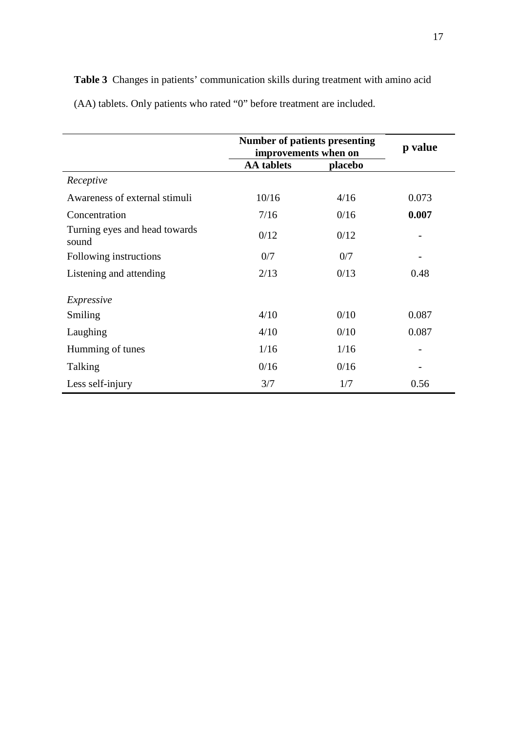**Table 3** Changes in patients' communication skills during treatment with amino acid (AA) tablets. Only patients who rated "0" before treatment are included.

| | Number of patients presenting improvements when on | | p value |
|---|---|---|---|
| | **AA tablets** | **placebo** | |
| *Receptive* | | | |
| Awareness of external stimuli | 10/16 | 4/16 | 0.073 |
| Concentration | 7/16 | 0/16 | **0.007** |
| Turning eyes and head towards sound | 0/12 | 0/12 | - |
| Following instructions | 0/7 | 0/7 | - |
| Listening and attending | 2/13 | 0/13 | 0.48 |
| *Expressive* | | | |
| Smiling | 4/10 | 0/10 | 0.087 |
| Laughing | 4/10 | 0/10 | 0.087 |
| Humming of tunes | 1/16 | 1/16 | - |
| Talking | 0/16 | 0/16 | - |
| Less self-injury | 3/7 | 1/7 | 0.56 |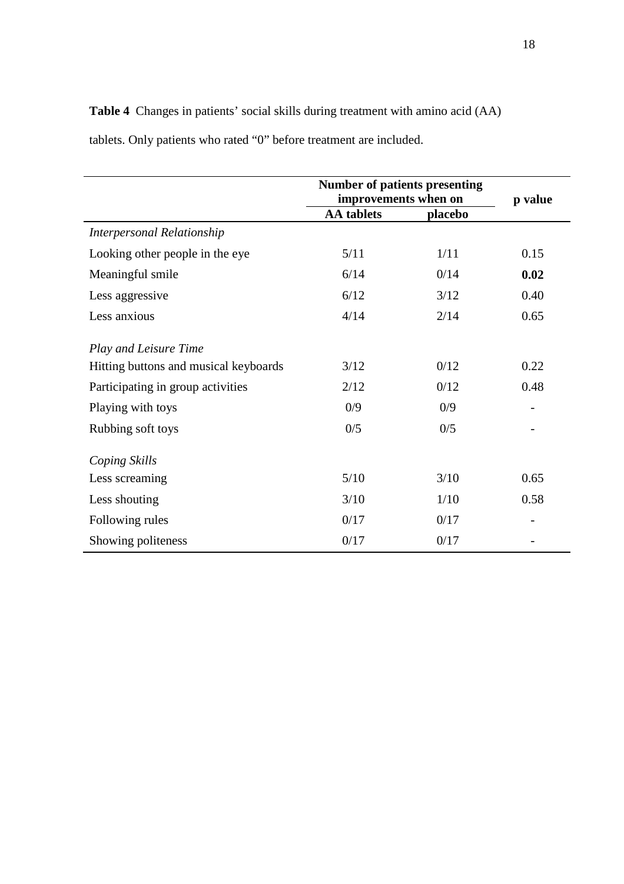**Table 4** Changes in patients' social skills during treatment with amino acid (AA) tablets. Only patients who rated "0" before treatment are included.

| | Number of patients presenting improvements when on | | p value |
|---|---|---|---|
| | **AA tablets** | **placebo** | |
| *Interpersonal Relationship* | | | |
| Looking other people in the eye | 5/11 | 1/11 | 0.15 |
| Meaningful smile | 6/14 | 0/14 | **0.02** |
| Less aggressive | 6/12 | 3/12 | 0.40 |
| Less anxious | 4/14 | 2/14 | 0.65 |
| *Play and Leisure Time* | | | |
| Hitting buttons and musical keyboards | 3/12 | 0/12 | 0.22 |
| Participating in group activities | 2/12 | 0/12 | 0.48 |
| Playing with toys | 0/9 | 0/9 | - |
| Rubbing soft toys | 0/5 | 0/5 | - |
| *Coping Skills* | | | |
| Less screaming | 5/10 | 3/10 | 0.65 |
| Less shouting | 3/10 | 1/10 | 0.58 |
| Following rules | 0/17 | 0/17 | - |
| Showing politeness | 0/17 | 0/17 | - |